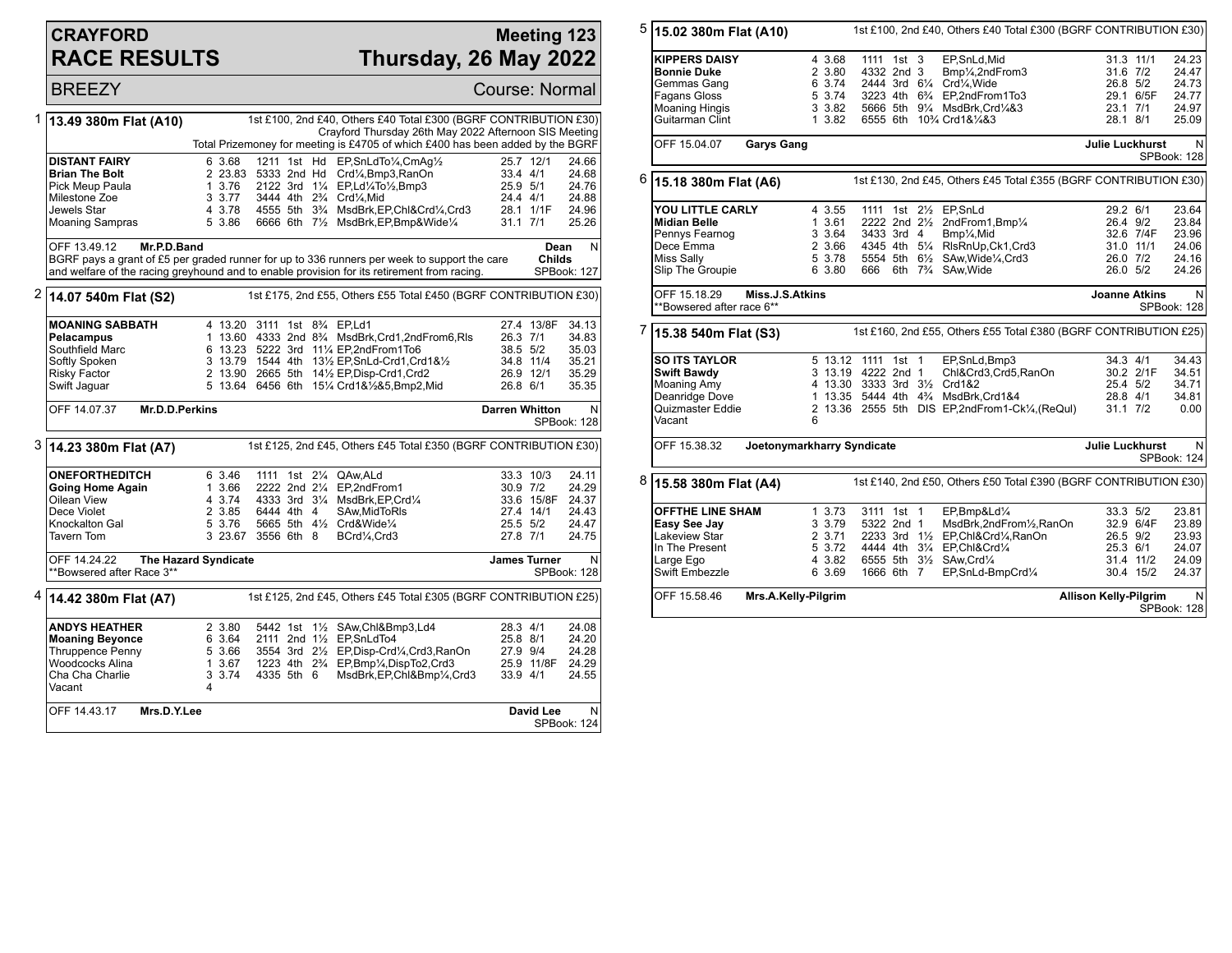# CRAYFORD RACE RESULTS

## Meeting 123 — Thursday, 26 May 2022

BREEZY — Course: Normal

### 1 — 13.49 380m Flat (A10)

1st £100, 2nd £40, Others £40 Total £300 (BGRF CONTRIBUTION £30)
Crayford Thursday 26th May 2022 Afternoon SIS Meeting
Total Prizemoney for meeting is £4705 of which £400 has been added by the BGRF

| Greyhound | Trap | Split | Sectionals | Pos | Dist | Remarks | Wt | SP | Time |
|---|---|---|---|---|---|---|---|---|---|
| **DISTANT FAIRY** | 6 | 3.68 | 1211 | 1st | Hd | EP,SnLdTo¼,CmAg½ | 25.7 | 12/1 | 24.66 |
| **Brian The Bolt** | 2 | 23.83 | 5333 | 2nd | Hd | Crd¼,Bmp3,RanOn | 33.4 | 4/1 | 24.68 |
| Pick Meup Paula | 1 | 3.76 | 2122 | 3rd | 1¼ | EP,Ld¼To½,Bmp3 | 25.9 | 5/1 | 24.76 |
| Milestone Zoe | 3 | 3.77 | 3444 | 4th | 2¾ | Crd¼,Mid | 24.4 | 4/1 | 24.88 |
| Jewels Star | 4 | 3.78 | 4555 | 5th | 3¾ | MsdBrk,EP,Chl&Crd¼,Crd3 | 28.1 | 1/1F | 24.96 |
| Moaning Sampras | 5 | 3.86 | 6666 | 6th | 7½ | MsdBrk,EP,Bmp&Wide¼ | 31.1 | 7/1 | 25.26 |

OFF 13.49.12 **Mr.P.D.Band** — Dean Childs N

BGRF pays a grant of £5 per graded runner for up to 336 runners per week to support the care and welfare of the racing greyhound and to enable provision for its retirement from racing.

SPBook: 127

### 2 — 14.07 540m Flat (S2)

1st £175, 2nd £55, Others £55 Total £450 (BGRF CONTRIBUTION £30)

| Greyhound | Trap | Split | Sectionals | Pos | Dist | Remarks | Wt | SP | Time |
|---|---|---|---|---|---|---|---|---|---|
| **MOANING SABBATH** | 4 | 13.20 | 3111 | 1st | 8¾ | EP,Ld1 | 27.4 | 13/8F | 34.13 |
| **Pelacampus** | 1 | 13.60 | 4333 | 2nd | 8¾ | MsdBrk,Crd1,2ndFrom6,Rls | 26.3 | 7/1 | 34.83 |
| Southfield Marc | 6 | 13.23 | 5222 | 3rd | 11¼ | EP,2ndFrom1To6 | 38.5 | 5/2 | 35.03 |
| Softly Spoken | 3 | 13.79 | 1544 | 4th | 13½ | EP,SnLd-Crd1,Crd1&½ | 34.8 | 11/4 | 35.21 |
| Risky Factor | 2 | 13.90 | 2665 | 5th | 14½ | EP,Disp-Crd1,Crd2 | 26.9 | 12/1 | 35.29 |
| Swift Jaguar | 5 | 13.64 | 6456 | 6th | 15¼ | Crd1&½&5,Bmp2,Mid | 26.8 | 6/1 | 35.35 |

OFF 14.07.37 **Mr.D.D.Perkins** — Darren Whitton N — SPBook: 128

### 3 — 14.23 380m Flat (A7)

1st £125, 2nd £45, Others £45 Total £350 (BGRF CONTRIBUTION £30)

| Greyhound | Trap | Split | Sectionals | Pos | Dist | Remarks | Wt | SP | Time |
|---|---|---|---|---|---|---|---|---|---|
| **ONEFORTHEDITCH** | 6 | 3.46 | 1111 | 1st | 2¼ | QAw,ALd | 33.3 | 10/3 | 24.11 |
| **Going Home Again** | 1 | 3.66 | 2222 | 2nd | 2¼ | EP,2ndFrom1 | 30.9 | 7/2 | 24.29 |
| Oilean View | 4 | 3.74 | 4333 | 3rd | 3¼ | MsdBrk,EP,Crd¼ | 33.6 | 15/8F | 24.37 |
| Dece Violet | 2 | 3.85 | 6444 | 4th | 4 | SAw,MidToRls | 27.4 | 14/1 | 24.43 |
| Knockalton Gal | 5 | 3.76 | 5665 | 5th | 4½ | Crd&Wide¼ | 25.5 | 5/2 | 24.47 |
| Tavern Tom | 3 | 23.67 | 3556 | 6th | 8 | BCrd¼,Crd3 | 27.8 | 7/1 | 24.75 |

OFF 14.24.22 **The Hazard Syndicate** — James Turner N
**Bowsered after Race 3** — SPBook: 128

### 4 — 14.42 380m Flat (A7)

1st £125, 2nd £45, Others £45 Total £305 (BGRF CONTRIBUTION £25)

| Greyhound | Trap | Split | Sectionals | Pos | Dist | Remarks | Wt | SP | Time |
|---|---|---|---|---|---|---|---|---|---|
| **ANDYS HEATHER** | 2 | 3.80 | 5442 | 1st | 1½ | SAw,Chl&Bmp3,Ld4 | 28.3 | 4/1 | 24.08 |
| **Moaning Beyonce** | 6 | 3.64 | 2111 | 2nd | 1½ | EP,SnLdTo4 | 25.8 | 8/1 | 24.20 |
| Thruppence Penny | 5 | 3.66 | 3554 | 3rd | 2½ | EP,Disp-Crd¼,Crd3,RanOn | 27.9 | 9/4 | 24.28 |
| Woodcocks Alina | 1 | 3.67 | 1223 | 4th | 2¾ | EP,Bmp¼,DispTo2,Crd3 | 25.9 | 11/8F | 24.29 |
| Cha Cha Charlie | 3 | 3.74 | 4335 | 5th | 6 | MsdBrk,EP,Chl&Bmp¼,Crd3 | 33.9 | 4/1 | 24.55 |
| Vacant | 4 | | | | | | | | |

OFF 14.43.17 **Mrs.D.Y.Lee** — David Lee N — SPBook: 124

### 5 — 15.02 380m Flat (A10)

1st £100, 2nd £40, Others £40 Total £300 (BGRF CONTRIBUTION £30)

| Greyhound | Trap | Split | Sectionals | Pos | Dist | Remarks | Wt | SP | Time |
|---|---|---|---|---|---|---|---|---|---|
| **KIPPERS DAISY** | 4 | 3.68 | 1111 | 1st | 3 | EP,SnLd,Mid | 31.3 | 11/1 | 24.23 |
| **Bonnie Duke** | 2 | 3.80 | 4332 | 2nd | 3 | Bmp¼,2ndFrom3 | 31.6 | 7/2 | 24.47 |
| Gemmas Gang | 6 | 3.74 | 2444 | 3rd | 6¼ | Crd¼,Wide | 26.8 | 5/2 | 24.73 |
| Fagans Gloss | 5 | 3.74 | 3223 | 4th | 6¾ | EP,2ndFrom1To3 | 29.1 | 6/5F | 24.77 |
| Moaning Hingis | 3 | 3.82 | 5666 | 5th | 9¼ | MsdBrk,Crd¼&3 | 23.1 | 7/1 | 24.97 |
| Guitarman Clint | 1 | 3.82 | 6555 | 6th | 10¾ | Crd1&¼&3 | 28.1 | 8/1 | 25.09 |

OFF 15.04.07 **Garys Gang** — Julie Luckhurst N — SPBook: 128

### 6 — 15.18 380m Flat (A6)

1st £130, 2nd £45, Others £45 Total £355 (BGRF CONTRIBUTION £30)

| Greyhound | Trap | Split | Sectionals | Pos | Dist | Remarks | Wt | SP | Time |
|---|---|---|---|---|---|---|---|---|---|
| **YOU LITTLE CARLY** | 4 | 3.55 | 1111 | 1st | 2½ | EP,SnLd | 29.2 | 6/1 | 23.64 |
| **Midian Belle** | 1 | 3.61 | 2222 | 2nd | 2½ | 2ndFrom1,Bmp¼ | 26.4 | 9/2 | 23.84 |
| Pennys Fearnog | 3 | 3.64 | 3433 | 3rd | 4 | Bmp¼,Mid | 32.6 | 7/4F | 23.96 |
| Dece Emma | 2 | 3.66 | 4345 | 4th | 5¼ | RlsRnUp,Ck1,Crd3 | 31.0 | 11/1 | 24.06 |
| Miss Sally | 5 | 3.78 | 5554 | 5th | 6½ | SAw,Wide¼,Crd3 | 26.0 | 7/2 | 24.16 |
| Slip The Groupie | 6 | 3.80 | 666 | 6th | 7¾ | SAw,Wide | 26.0 | 5/2 | 24.26 |

OFF 15.18.29 **Miss.J.S.Atkins** — Joanne Atkins N
**Bowsered after race 6** — SPBook: 128

### 7 — 15.38 540m Flat (S3)

1st £160, 2nd £55, Others £55 Total £380 (BGRF CONTRIBUTION £25)

| Greyhound | Trap | Split | Sectionals | Pos | Dist | Remarks | Wt | SP | Time |
|---|---|---|---|---|---|---|---|---|---|
| **SO ITS TAYLOR** | 5 | 13.12 | 1111 | 1st | 1 | EP,SnLd,Bmp3 | 34.3 | 4/1 | 34.43 |
| **Swift Bawdy** | 3 | 13.19 | 4222 | 2nd | 1 | Chl&Crd3,Crd5,RanOn | 30.2 | 2/1F | 34.51 |
| Moaning Amy | 4 | 13.30 | 3333 | 3rd | 3½ | Crd1&2 | 25.4 | 5/2 | 34.71 |
| Deanridge Dove | 1 | 13.35 | 5444 | 4th | 4¾ | MsdBrk,Crd1&4 | 28.8 | 4/1 | 34.81 |
| Quizmaster Eddie | 2 | 13.36 | 2555 | 5th | DIS | EP,2ndFrom1-Ck¼,(ReQul) | 31.1 | 7/2 | 0.00 |
| Vacant | 6 | | | | | | | | |

OFF 15.38.32 **Joetonymarkharry Syndicate** — Julie Luckhurst N — SPBook: 124

### 8 — 15.58 380m Flat (A4)

1st £140, 2nd £50, Others £50 Total £390 (BGRF CONTRIBUTION £30)

| Greyhound | Trap | Split | Sectionals | Pos | Dist | Remarks | Wt | SP | Time |
|---|---|---|---|---|---|---|---|---|---|
| **OFFTHE LINE SHAM** | 1 | 3.73 | 3111 | 1st | 1 | EP,Bmp&Ld¼ | 33.3 | 5/2 | 23.81 |
| **Easy See Jay** | 3 | 3.79 | 5322 | 2nd | 1 | MsdBrk,2ndFrom½,RanOn | 32.9 | 6/4F | 23.89 |
| Lakeview Star | 2 | 3.71 | 2233 | 3rd | 1½ | EP,Chl&Crd¼,RanOn | 26.5 | 9/2 | 23.93 |
| In The Present | 5 | 3.72 | 4444 | 4th | 3¼ | EP,Chl&Crd¼ | 25.3 | 6/1 | 24.07 |
| Large Ego | 4 | 3.82 | 6555 | 5th | 3½ | SAw,Crd¼ | 31.4 | 11/2 | 24.09 |
| Swift Embezzle | 6 | 3.69 | 1666 | 6th | 7 | EP,SnLd-BmpCrd¼ | 30.4 | 15/2 | 24.37 |

OFF 15.58.46 **Mrs.A.Kelly-Pilgrim** — Allison Kelly-Pilgrim N — SPBook: 128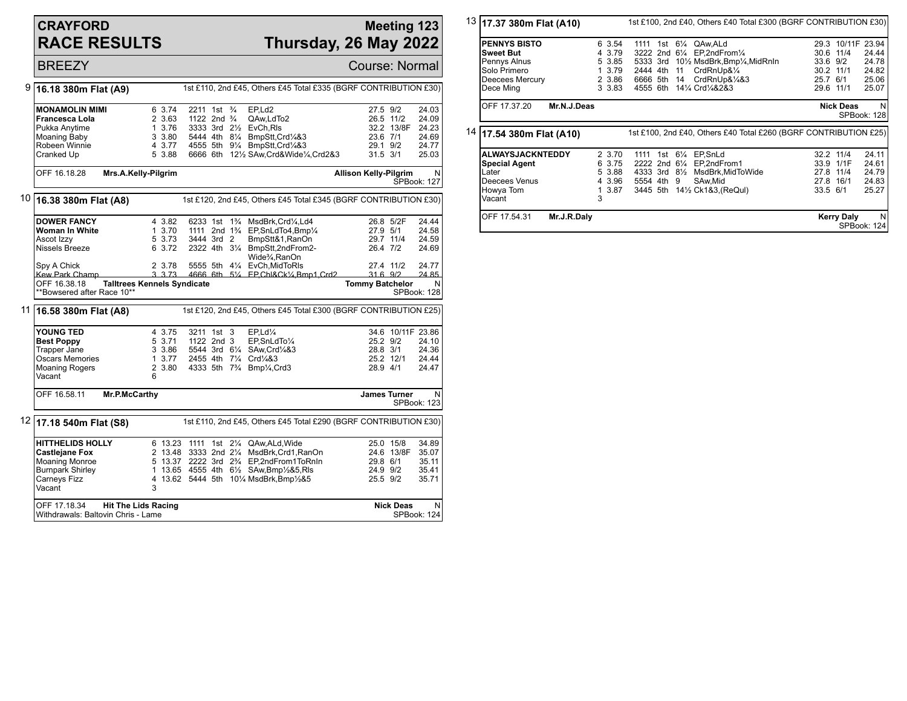# CRAYFORD RACE RESULTS

## Meeting 123 Thursday, 26 May 2022

BREEZY — Course: Normal

### 9 16.18 380m Flat (A9)

1st £110, 2nd £45, Others £45 Total £335 (BGRF CONTRIBUTION £30)

| | | | | | | | | | |
|---|---|---|---|---|---|---|---|---|---|
| **MONAMOLIN MIMI** | 6 | 3.74 | 2211 | 1st | ¾ | EP,Ld2 | 27.5 | 9/2 | 24.03 |
| **Francesca Lola** | 2 | 3.63 | 1122 | 2nd | ¾ | QAw,LdTo2 | 26.5 | 11/2 | 24.09 |
| Pukka Anytime | 1 | 3.76 | 3333 | 3rd | 2½ | EvCh,Rls | 32.2 | 13/8F | 24.23 |
| Moaning Baby | 3 | 3.80 | 5444 | 4th | 8¼ | BmpStt,Crd¼&3 | 23.6 | 7/1 | 24.69 |
| Robeen Winnie | 4 | 3.77 | 4555 | 5th | 9¼ | BmpStt,Crd¼&3 | 29.1 | 9/2 | 24.77 |
| Cranked Up | 5 | 3.88 | 6666 | 6th | 12½ | SAw,Crd&Wide¼,Crd2&3 | 31.5 | 3/1 | 25.03 |

OFF 16.18.28 **Mrs.A.Kelly-Pilgrim** — **Allison Kelly-Pilgrim** N SPBook: 127

### 10 16.38 380m Flat (A8)

1st £120, 2nd £45, Others £45 Total £345 (BGRF CONTRIBUTION £30)

| | | | | | | | | | |
|---|---|---|---|---|---|---|---|---|---|
| **DOWER FANCY** | 4 | 3.82 | 6233 | 1st | 1¾ | MsdBrk,Crd¼,Ld4 | 26.8 | 5/2F | 24.44 |
| **Woman In White** | 1 | 3.70 | 1111 | 2nd | 1¾ | EP,SnLdTo4,Bmp¼ | 27.9 | 5/1 | 24.58 |
| Ascot Izzy | 5 | 3.73 | 3444 | 3rd | 2 | BmpStt&1,RanOn | 29.7 | 11/4 | 24.59 |
| Nissels Breeze | 6 | 3.72 | 2322 | 4th | 3¼ | BmpStt,2ndFrom2-Wide¾,RanOn | 26.4 | 7/2 | 24.69 |
| Spy A Chick | 2 | 3.78 | 5555 | 5th | 4¼ | EvCh,MidToRls | 27.4 | 11/2 | 24.77 |
| Kew Park Champ | 3 | 3.73 | 4666 | 6th | 5¼ | EP,Chl&Ck¼,Bmp1,Crd2 | 31.6 | 9/2 | 24.85 |

OFF 16.38.18 **Talltrees Kennels Syndicate** — **Tommy Batchelor** N SPBook: 128

**Bowsered after Race 10**

### 11 16.58 380m Flat (A8)

1st £120, 2nd £45, Others £45 Total £300 (BGRF CONTRIBUTION £25)

| | | | | | | | | | |
|---|---|---|---|---|---|---|---|---|---|
| **YOUNG TED** | 4 | 3.75 | 3211 | 1st | 3 | EP,Ld¼ | 34.6 | 10/11F | 23.86 |
| **Best Poppy** | 5 | 3.71 | 1122 | 2nd | 3 | EP,SnLdTo¼ | 25.2 | 9/2 | 24.10 |
| Trapper Jane | 3 | 3.86 | 5544 | 3rd | 6¼ | SAw,Crd¼&3 | 28.8 | 3/1 | 24.36 |
| Oscars Memories | 1 | 3.77 | 2455 | 4th | 7¼ | Crd¼&3 | 25.2 | 12/1 | 24.44 |
| Moaning Rogers | 2 | 3.80 | 4333 | 5th | 7¾ | Bmp¼,Crd3 | 28.9 | 4/1 | 24.47 |
| Vacant | 6 | | | | | | | | |

OFF 16.58.11 **Mr.P.McCarthy** — **James Turner** N SPBook: 123

### 12 17.18 540m Flat (S8)

1st £110, 2nd £45, Others £45 Total £290 (BGRF CONTRIBUTION £30)

| | | | | | | | | | |
|---|---|---|---|---|---|---|---|---|---|
| **HITTHELIDS HOLLY** | 6 | 13.23 | 1111 | 1st | 2¼ | QAw,ALd,Wide | 25.0 | 15/8 | 34.89 |
| **Castlejane Fox** | 2 | 13.48 | 3333 | 2nd | 2¼ | MsdBrk,Crd1,RanOn | 24.6 | 13/8F | 35.07 |
| Moaning Monroe | 5 | 13.37 | 2222 | 3rd | 2¾ | EP,2ndFrom1ToRnIn | 29.8 | 6/1 | 35.11 |
| Burnpark Shirley | 1 | 13.65 | 4555 | 4th | 6½ | SAw,Bmp½&5,Rls | 24.9 | 9/2 | 35.41 |
| Carneys Fizz | 4 | 13.62 | 5444 | 5th | 10¼ | MsdBrk,Bmp½&5 | 25.5 | 9/2 | 35.71 |
| Vacant | 3 | | | | | | | | |

OFF 17.18.34 **Hit The Lids Racing** — **Nick Deas** N SPBook: 124

Withdrawals: Baltovin Chris - Lame

### 13 17.37 380m Flat (A10)

1st £100, 2nd £40, Others £40 Total £300 (BGRF CONTRIBUTION £30)

| | | | | | | | | | |
|---|---|---|---|---|---|---|---|---|---|
| **PENNYS BISTO** | 6 | 3.54 | 1111 | 1st | 6¼ | QAw,ALd | 29.3 | 10/11F | 23.94 |
| **Sweet But** | 4 | 3.79 | 3222 | 2nd | 6¼ | EP,2ndFrom¼ | 30.6 | 11/4 | 24.44 |
| Pennys Alnus | 5 | 3.85 | 5333 | 3rd | 10½ | MsdBrk,Bmp¼,MidRnIn | 33.6 | 9/2 | 24.78 |
| Solo Primero | 1 | 3.79 | 2444 | 4th | 11 | CrdRnUp&¼ | 30.2 | 11/1 | 24.82 |
| Deecees Mercury | 2 | 3.86 | 6666 | 5th | 14 | CrdRnUp&¼&3 | 25.7 | 6/1 | 25.06 |
| Dece Ming | 3 | 3.83 | 4555 | 6th | 14¼ | Crd¼&2&3 | 29.6 | 11/1 | 25.07 |

OFF 17.37.20 **Mr.N.J.Deas** — **Nick Deas** N SPBook: 128

### 14 17.54 380m Flat (A10)

1st £100, 2nd £40, Others £40 Total £260 (BGRF CONTRIBUTION £25)

| | | | | | | | | | |
|---|---|---|---|---|---|---|---|---|---|
| **ALWAYSJACKNTEDDY** | 2 | 3.70 | 1111 | 1st | 6¼ | EP,SnLd | 32.2 | 11/4 | 24.11 |
| **Special Agent** | 6 | 3.75 | 2222 | 2nd | 6¼ | EP,2ndFrom1 | 33.9 | 1/1F | 24.61 |
| Later | 5 | 3.88 | 4333 | 3rd | 8½ | MsdBrk,MidToWide | 27.8 | 11/4 | 24.79 |
| Deecees Venus | 4 | 3.96 | 5554 | 4th | 9 | SAw,Mid | 27.8 | 16/1 | 24.83 |
| Howya Tom | 1 | 3.87 | 3445 | 5th | 14½ | Ck1&3,(ReQul) | 33.5 | 6/1 | 25.27 |
| Vacant | 3 | | | | | | | | |

OFF 17.54.31 **Mr.J.R.Daly** — **Kerry Daly** N SPBook: 124